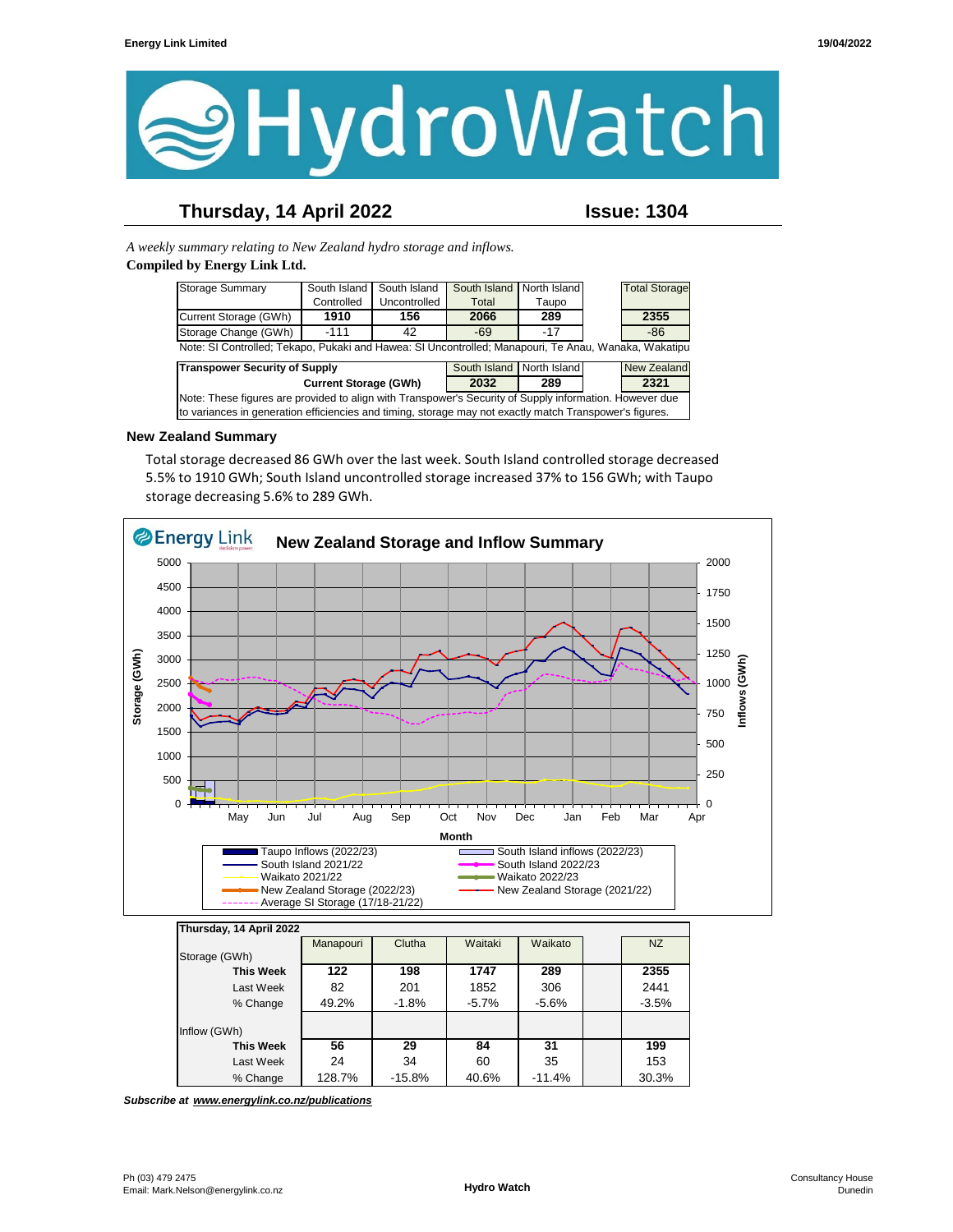# HydroWatch

## Thursday, 14 April 2022 — Issue: 1304

*A weekly summary relating to New Zealand hydro storage and inflows.*
**Compiled by Energy Link Ltd.**

| Storage Summary | South Island Controlled | South Island Uncontrolled | South Island Total | North Island Taupo | | Total Storage |
|---|---|---|---|---|---|---|
| Current Storage (GWh) | **1910** | **156** | **2066** | **289** | | **2355** |
| Storage Change (GWh) | -111 | 42 | -69 | -17 | | -86 |

Note: SI Controlled; Tekapo, Pukaki and Hawea: SI Uncontrolled; Manapouri, Te Anau, Wanaka, Wakatipu

| Transpower Security of Supply | South Island | North Island | | New Zealand |
|---|---|---|---|---|
| Current Storage (GWh) | **2032** | **289** | | **2321** |

Note: These figures are provided to align with Transpower's Security of Supply information. However due to variances in generation efficiencies and timing, storage may not exactly match Transpower's figures.

### New Zealand Summary

Total storage decreased 86 GWh over the last week. South Island controlled storage decreased 5.5% to 1910 GWh; South Island uncontrolled storage increased 37% to 156 GWh; with Taupo storage decreasing 5.6% to 289 GWh.

| Thursday, 14 April 2022 | Manapouri | Clutha | Waitaki | Waikato | | NZ |
|---|---|---|---|---|---|---|
| Storage (GWh) | | | | | | |
| **This Week** | **122** | **198** | **1747** | **289** | | **2355** |
| Last Week | 82 | 201 | 1852 | 306 | | 2441 |
| % Change | 49.2% | -1.8% | -5.7% | -5.6% | | -3.5% |
| Inflow (GWh) | | | | | | |
| **This Week** | **56** | **29** | **84** | **31** | | **199** |
| Last Week | 24 | 34 | 60 | 35 | | 153 |
| % Change | 128.7% | -15.8% | 40.6% | -11.4% | | 30.3% |

***Subscribe at www.energylink.co.nz/publications***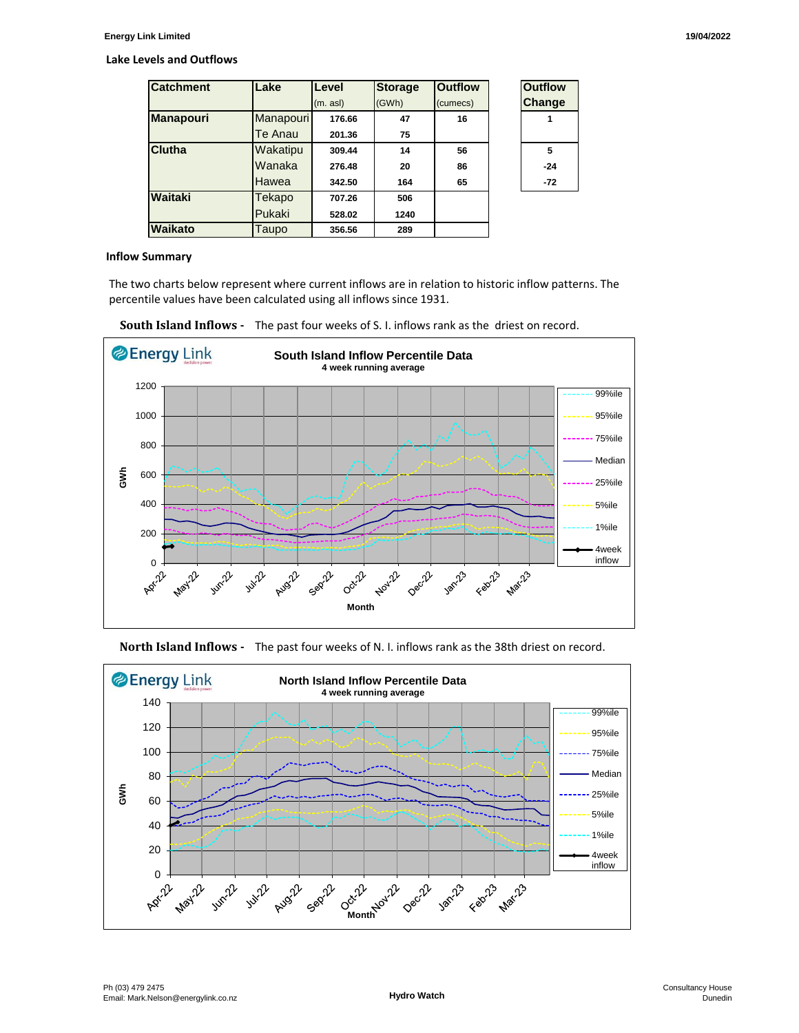## Lake Levels and Outflows

| Catchment | Lake | Level (m. asl) | Storage (GWh) | Outflow (cumecs) | Outflow Change |
|---|---|---|---|---|---|
| Manapouri | Manapouri | 176.66 | 47 | 16 | 1 |
| | Te Anau | 201.36 | 75 | | |
| Clutha | Wakatipu | 309.44 | 14 | 56 | 5 |
| | Wanaka | 276.48 | 20 | 86 | -24 |
| | Hawea | 342.50 | 164 | 65 | -72 |
| Waitaki | Tekapo | 707.26 | 506 | | |
| | Pukaki | 528.02 | 1240 | | |
| Waikato | Taupo | 356.56 | 289 | | |

## Inflow Summary

The two charts below represent where current inflows are in relation to historic inflow patterns. The percentile values have been calculated using all inflows since 1931.

**South Island Inflows -** The past four weeks of S. I. inflows rank as the driest on record.

**North Island Inflows -** The past four weeks of N. I. inflows rank as the 38th driest on record.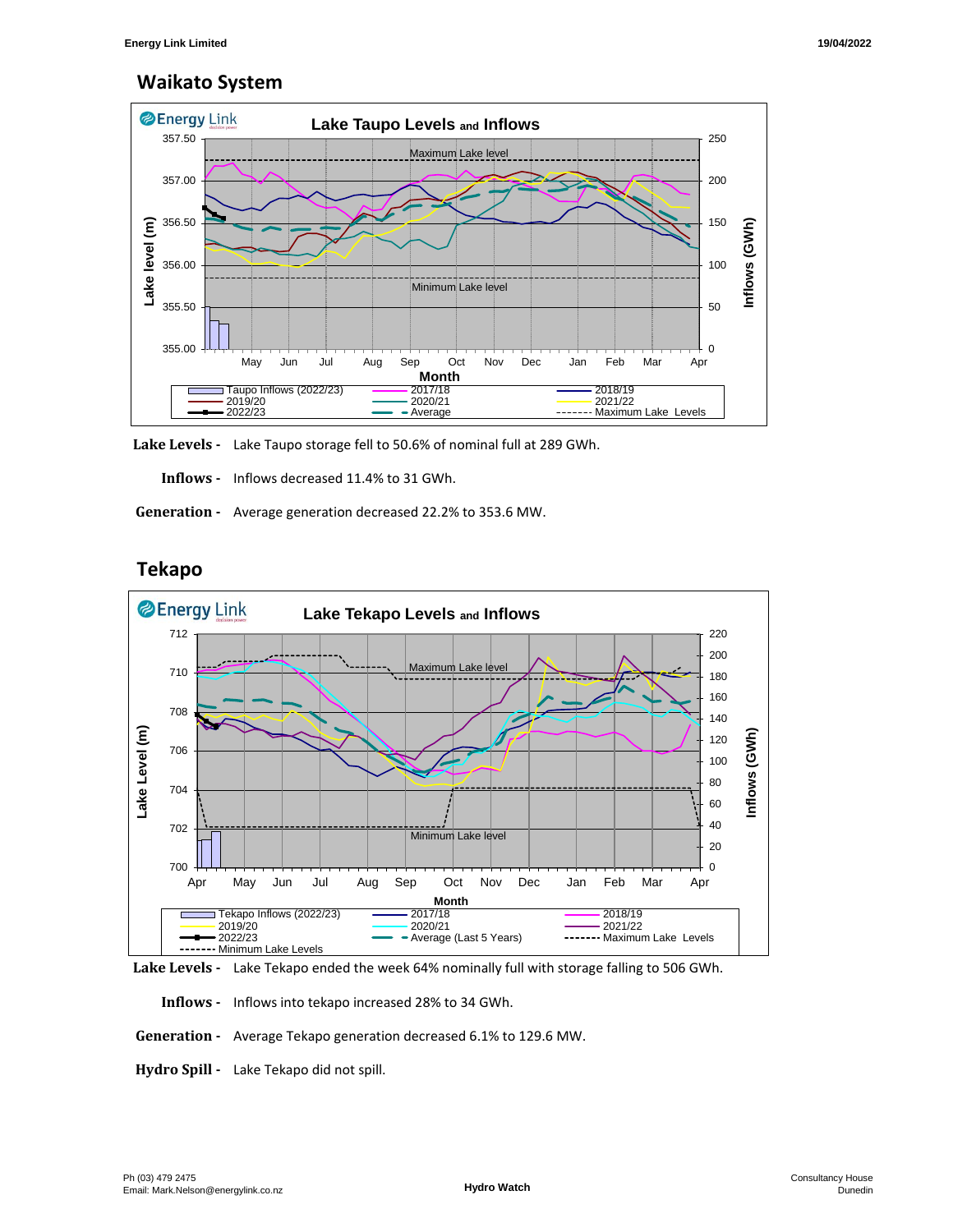## Waikato System

**Lake Levels -** Lake Taupo storage fell to 50.6% of nominal full at 289 GWh.

**Inflows -** Inflows decreased 11.4% to 31 GWh.

**Generation -** Average generation decreased 22.2% to 353.6 MW.

## Tekapo

**Lake Levels -** Lake Tekapo ended the week 64% nominally full with storage falling to 506 GWh.

**Inflows -** Inflows into tekapo increased 28% to 34 GWh.

**Generation -** Average Tekapo generation decreased 6.1% to 129.6 MW.

**Hydro Spill -** Lake Tekapo did not spill.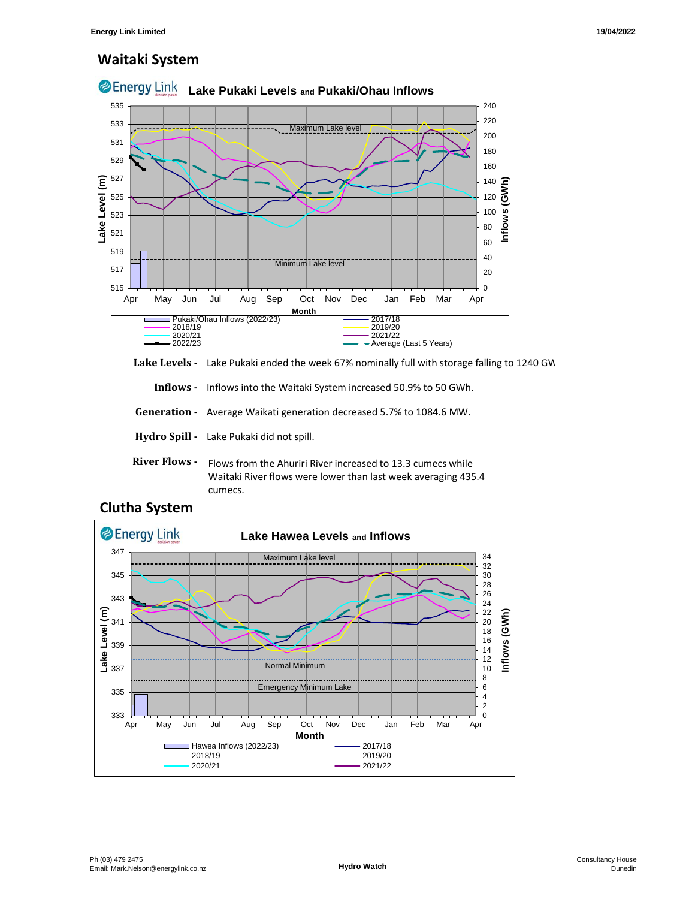## Waitaki System

**Lake Pukaki Levels and Pukaki/Ohau Inflows**

| | |
|---|---|
| **Lake Levels -** | Lake Pukaki ended the week 67% nominally full with storage falling to 1240 GW |
| **Inflows -** | Inflows into the Waitaki System increased 50.9% to 50 GWh. |
| **Generation -** | Average Waikati generation decreased 5.7% to 1084.6 MW. |
| **Hydro Spill -** | Lake Pukaki did not spill. |
| **River Flows -** | Flows from the Ahuriri River increased to 13.3 cumecs while Waitaki River flows were lower than last week averaging 435.4 cumecs. |

## Clutha System

**Lake Hawea Levels and Inflows**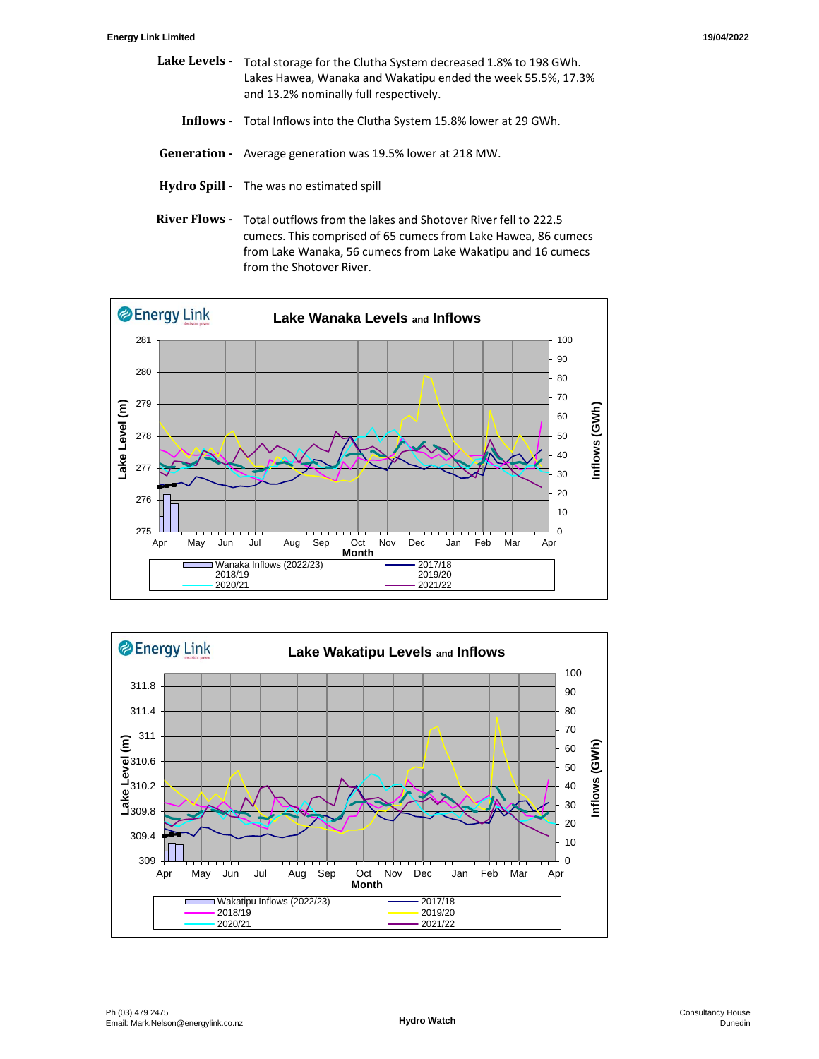**Lake Levels -** Total storage for the Clutha System decreased 1.8% to 198 GWh. Lakes Hawea, Wanaka and Wakatipu ended the week 55.5%, 17.3% and 13.2% nominally full respectively.

**Inflows -** Total Inflows into the Clutha System 15.8% lower at 29 GWh.

**Generation -** Average generation was 19.5% lower at 218 MW.

**Hydro Spill -** The was no estimated spill

**River Flows -** Total outflows from the lakes and Shotover River fell to 222.5 cumecs. This comprised of 65 cumecs from Lake Hawea, 86 cumecs from Lake Wanaka, 56 cumecs from Lake Wakatipu and 16 cumecs from the Shotover River.

**Lake Wanaka Levels and Inflows**

Lake Level (m): 275–281; Inflows (GWh): 0–100; Month: Apr–Apr

Legend: Wanaka Inflows (2022/23), 2017/18, 2018/19, 2019/20, 2020/21, 2021/22

**Lake Wakatipu Levels and Inflows**

Lake Level (m): 309–311.8; Inflows (GWh): 0–100; Month: Apr–Apr

Legend: Wakatipu Inflows (2022/23), 2017/18, 2018/19, 2019/20, 2020/21, 2021/22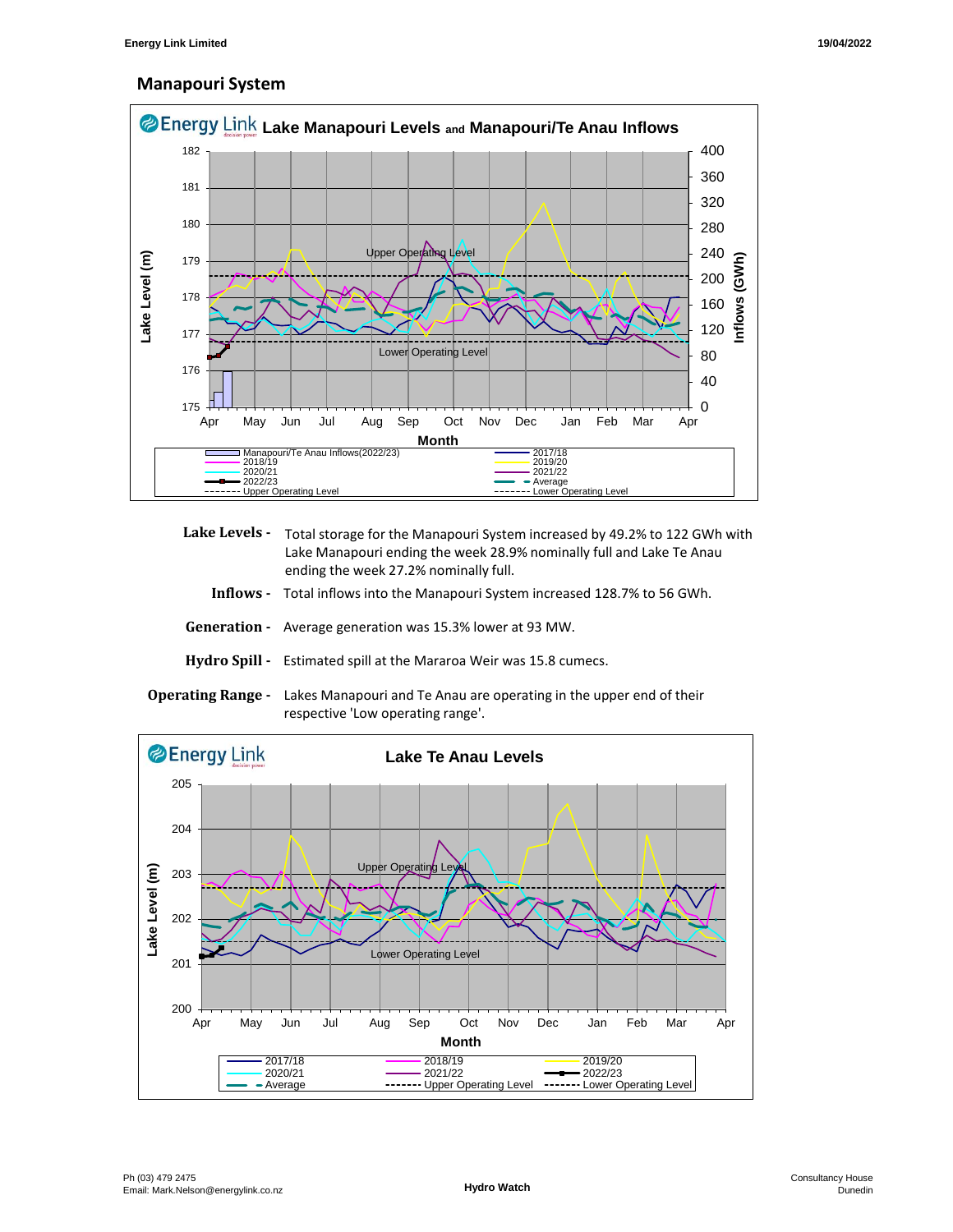## Manapouri System

Energy Link **Lake Manapouri Levels and Manapouri/Te Anau Inflows**

Lake Level (m)

182
181
180
179
178
177
176
175

Inflows (GWh)

400
360
320
280
240
200
160
120
80
40
0

Upper Operating Level

Lower Operating Level

Apr May Jun Jul Aug Sep Oct Nov Dec Jan Feb Mar Apr

Month

Manapouri/Te Anau Inflows(2022/23)
2017/18
2018/19
2019/20
2020/21
2021/22
2022/23
Average
Upper Operating Level
Lower Operating Level

**Lake Levels -** Total storage for the Manapouri System increased by 49.2% to 122 GWh with Lake Manapouri ending the week 28.9% nominally full and Lake Te Anau ending the week 27.2% nominally full.

**Inflows -** Total inflows into the Manapouri System increased 128.7% to 56 GWh.

**Generation -** Average generation was 15.3% lower at 93 MW.

**Hydro Spill -** Estimated spill at the Mararoa Weir was 15.8 cumecs.

**Operating Range -** Lakes Manapouri and Te Anau are operating in the upper end of their respective 'Low operating range'.

Energy Link **Lake Te Anau Levels**

Lake Level (m)

205
204
203
202
201
200

Upper Operating Level

Lower Operating Level

Apr May Jun Jul Aug Sep Oct Nov Dec Jan Feb Mar Apr

Month

2017/18
2018/19
2019/20
2020/21
2021/22
2022/23
Average
Upper Operating Level
Lower Operating Level